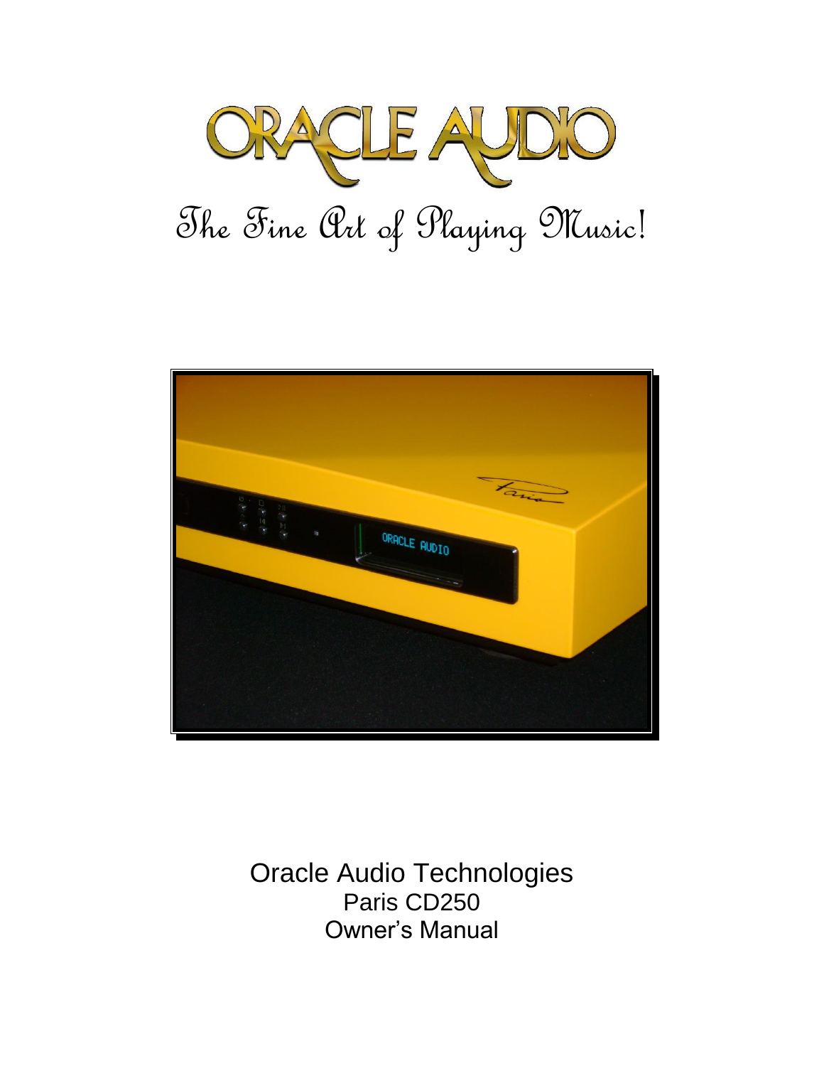# ORACLE AUDIO

*The Fine Art of Playing Music!*

Oracle Audio Technologies
Paris CD250
Owner's Manual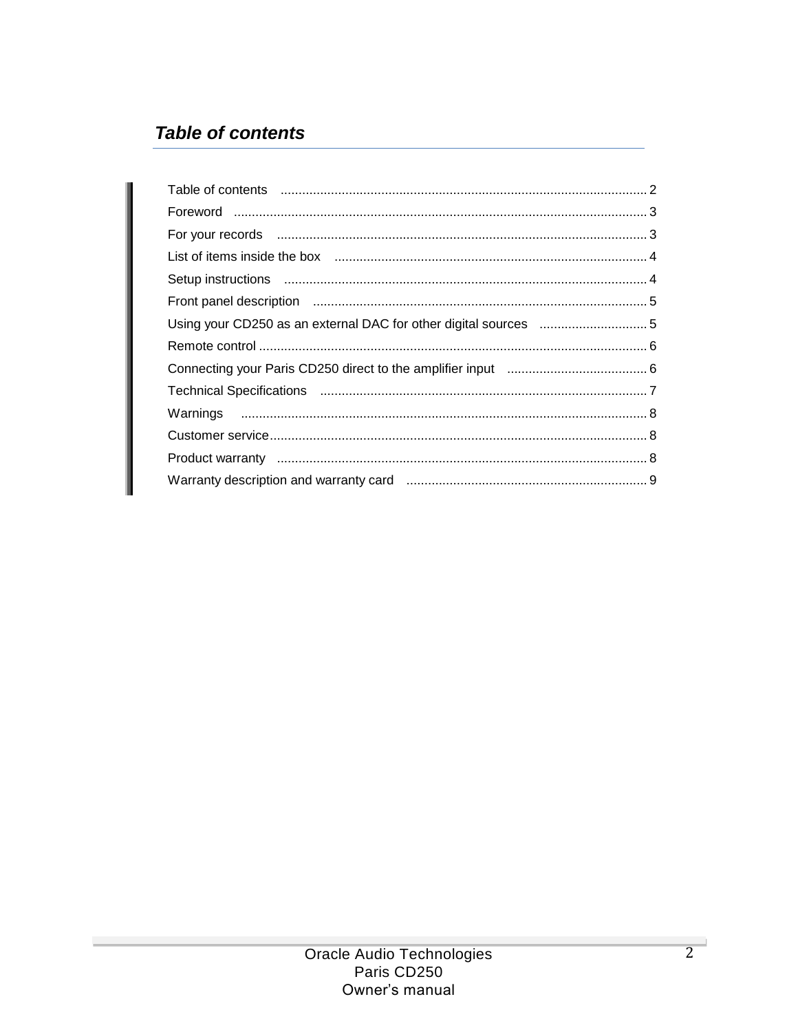## *Table of contents*

Table of contents .......................................... 2
Foreword .......................................... 3
For your records .......................................... 3
List of items inside the box .......................................... 4
Setup instructions .......................................... 4
Front panel description .......................................... 5
Using your CD250 as an external DAC for other digital sources .......................................... 5
Remote control .......................................... 6
Connecting your Paris CD250 direct to the amplifier input .......................................... 6
Technical Specifications .......................................... 7
Warnings .......................................... 8
Customer service .......................................... 8
Product warranty .......................................... 8
Warranty description and warranty card .......................................... 9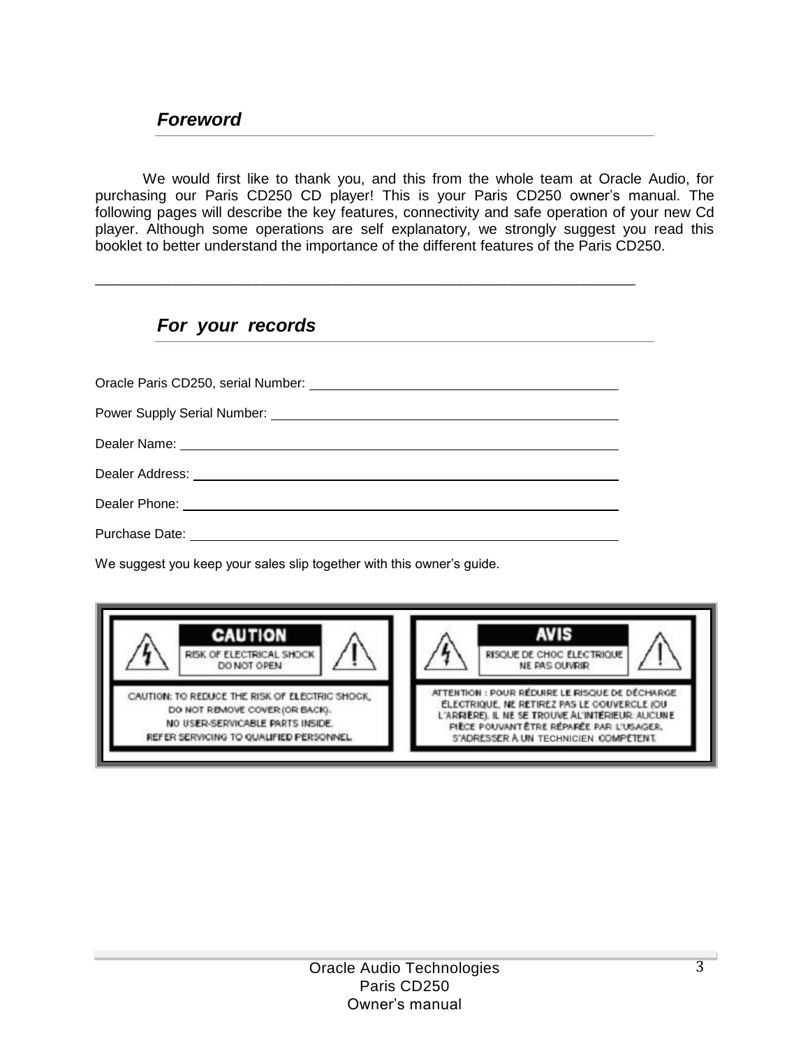## *Foreword*

We would first like to thank you, and this from the whole team at Oracle Audio, for purchasing our Paris CD250 CD player! This is your Paris CD250 owner's manual. The following pages will describe the key features, connectivity and safe operation of your new Cd player. Although some operations are self explanatory, we strongly suggest you read this booklet to better understand the importance of the different features of the Paris CD250.

---

## *For your records*

Oracle Paris CD250, serial Number: ______________________________

Power Supply Serial Number: ______________________________

Dealer Name: ______________________________

Dealer Address: ______________________________

Dealer Phone: ______________________________

Purchase Date: ______________________________

We suggest you keep your sales slip together with this owner's guide.

**CAUTION**

RISK OF ELECTRICAL SHOCK
DO NOT OPEN

CAUTION: TO REDUCE THE RISK OF ELECTRIC SHOCK, DO NOT REMOVE COVER (OR BACK). NO USER-SERVICABLE PARTS INSIDE. REFER SERVICING TO QUALIFIED PERSONNEL.

**AVIS**

RISQUE DE CHOC ÉLECTRIQUE
NE PAS OUVRIR

ATTENTION : POUR RÉDUIRE LE RISQUE DE DÉCHARGE ÉLECTRIQUE, NE RETIREZ PAS LE COUVERCLE (OU L'ARRIÈRE). IL NE SE TROUVE À L'INTÉRIEUR AUCUNE PIÈCE POUVANT ÊTRE RÉPARÉE PAR L'USAGER. S'ADRESSER À UN TECHNICIEN COMPÉTENT.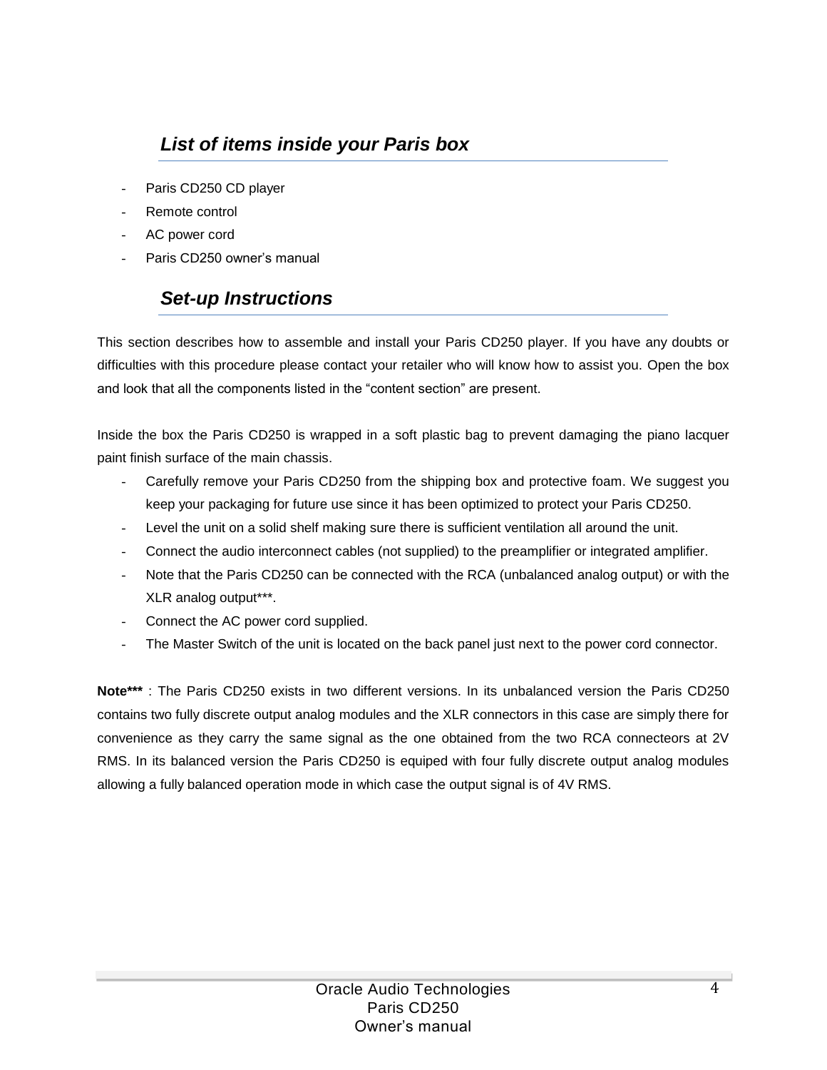## *List of items inside your Paris box*

- Paris CD250 CD player
- Remote control
- AC power cord
- Paris CD250 owner's manual

## *Set-up Instructions*

This section describes how to assemble and install your Paris CD250 player. If you have any doubts or difficulties with this procedure please contact your retailer who will know how to assist you. Open the box and look that all the components listed in the "content section" are present.

Inside the box the Paris CD250 is wrapped in a soft plastic bag to prevent damaging the piano lacquer paint finish surface of the main chassis.

- Carefully remove your Paris CD250 from the shipping box and protective foam. We suggest you keep your packaging for future use since it has been optimized to protect your Paris CD250.
- Level the unit on a solid shelf making sure there is sufficient ventilation all around the unit.
- Connect the audio interconnect cables (not supplied) to the preamplifier or integrated amplifier.
- Note that the Paris CD250 can be connected with the RCA (unbalanced analog output) or with the XLR analog output***.
- Connect the AC power cord supplied.
- The Master Switch of the unit is located on the back panel just next to the power cord connector.

**Note*****  : The Paris CD250 exists in two different versions. In its unbalanced version the Paris CD250 contains two fully discrete output analog modules and the XLR connectors in this case are simply there for convenience as they carry the same signal as the one obtained from the two RCA connecteors at 2V RMS. In its balanced version the Paris CD250 is equiped with four fully discrete output analog modules allowing a fully balanced operation mode in which case the output signal is of 4V RMS.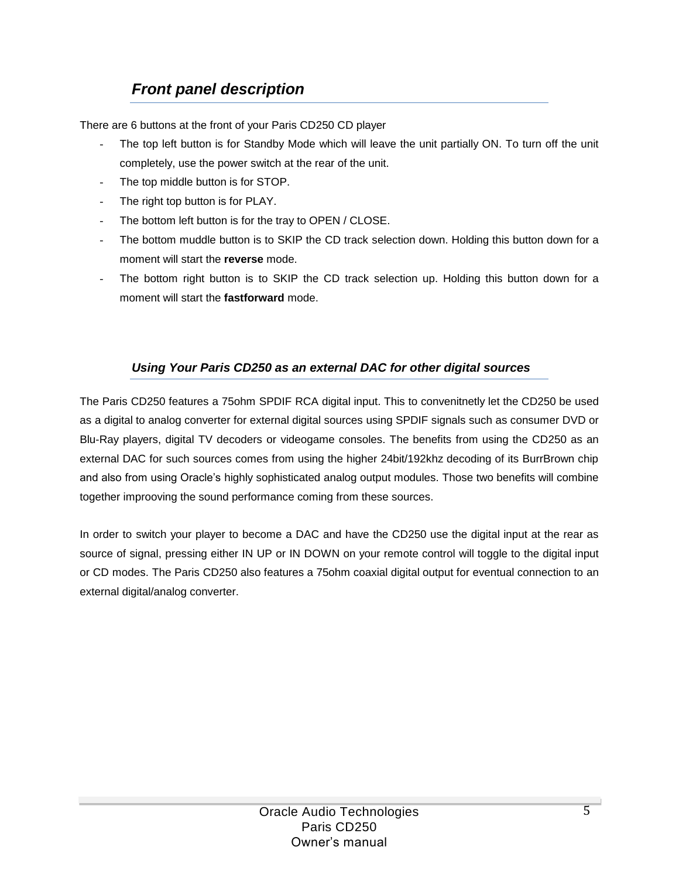## *Front panel description*

There are 6 buttons at the front of your Paris CD250 CD player

- The top left button is for Standby Mode which will leave the unit partially ON. To turn off the unit completely, use the power switch at the rear of the unit.
- The top middle button is for STOP.
- The right top button is for PLAY.
- The bottom left button is for the tray to OPEN / CLOSE.
- The bottom muddle button is to SKIP the CD track selection down. Holding this button down for a moment will start the **reverse** mode.
- The bottom right button is to SKIP the CD track selection up. Holding this button down for a moment will start the **fastforward** mode.

### *Using Your Paris CD250 as an external DAC for other digital sources*

The Paris CD250 features a 75ohm SPDIF RCA digital input. This to convenitnetly let the CD250 be used as a digital to analog converter for external digital sources using SPDIF signals such as consumer DVD or Blu-Ray players, digital TV decoders or videogame consoles. The benefits from using the CD250 as an external DAC for such sources comes from using the higher 24bit/192khz decoding of its BurrBrown chip and also from using Oracle's highly sophisticated analog output modules. Those two benefits will combine together improoving the sound performance coming from these sources.

In order to switch your player to become a DAC and have the CD250 use the digital input at the rear as source of signal, pressing either IN UP or IN DOWN on your remote control will toggle to the digital input or CD modes. The Paris CD250 also features a 75ohm coaxial digital output for eventual connection to an external digital/analog converter.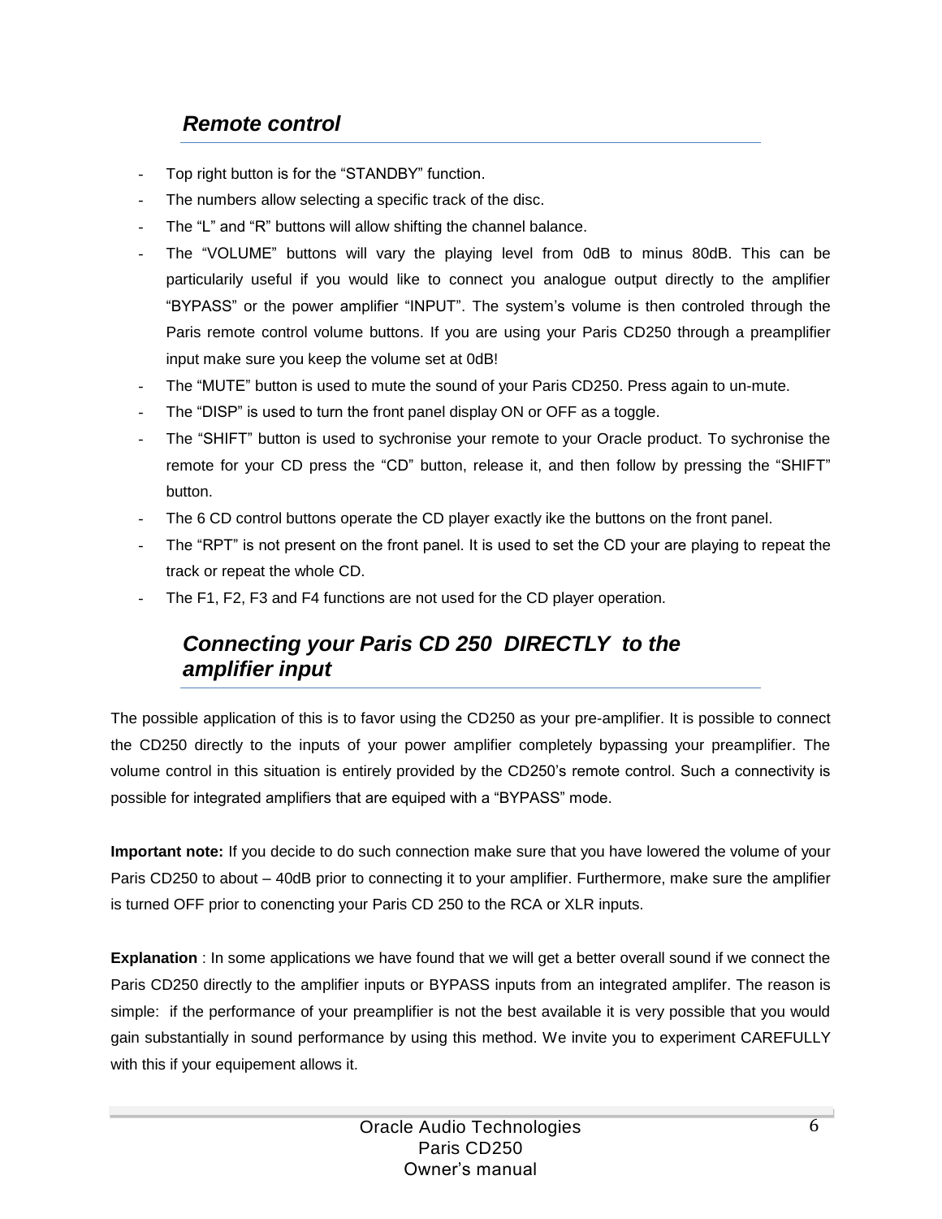## *Remote control*

- Top right button is for the “STANDBY” function.
- The numbers allow selecting a specific track of the disc.
- The “L” and “R” buttons will allow shifting the channel balance.
- The “VOLUME” buttons will vary the playing level from 0dB to minus 80dB. This can be particularily useful if you would like to connect you analogue output directly to the amplifier “BYPASS” or the power amplifier “INPUT”. The system’s volume is then controled through the Paris remote control volume buttons. If you are using your Paris CD250 through a preamplifier input make sure you keep the volume set at 0dB!
- The “MUTE” button is used to mute the sound of your Paris CD250. Press again to un-mute.
- The “DISP” is used to turn the front panel display ON or OFF as a toggle.
- The “SHIFT” button is used to sychronise your remote to your Oracle product. To sychronise the remote for your CD press the “CD” button, release it, and then follow by pressing the “SHIFT” button.
- The 6 CD control buttons operate the CD player exactly ike the buttons on the front panel.
- The “RPT” is not present on the front panel. It is used to set the CD your are playing to repeat the track or repeat the whole CD.
- The F1, F2, F3 and F4 functions are not used for the CD player operation.

## *Connecting your Paris CD 250 DIRECTLY to the amplifier input*

The possible application of this is to favor using the CD250 as your pre-amplifier. It is possible to connect the CD250 directly to the inputs of your power amplifier completely bypassing your preamplifier. The volume control in this situation is entirely provided by the CD250’s remote control. Such a connectivity is possible for integrated amplifiers that are equiped with a “BYPASS” mode.

**Important note:** If you decide to do such connection make sure that you have lowered the volume of your Paris CD250 to about – 40dB prior to connecting it to your amplifier. Furthermore, make sure the amplifier is turned OFF prior to conencting your Paris CD 250 to the RCA or XLR inputs.

**Explanation** : In some applications we have found that we will get a better overall sound if we connect the Paris CD250 directly to the amplifier inputs or BYPASS inputs from an integrated amplifer. The reason is simple: if the performance of your preamplifier is not the best available it is very possible that you would gain substantially in sound performance by using this method. We invite you to experiment CAREFULLY with this if your equipement allows it.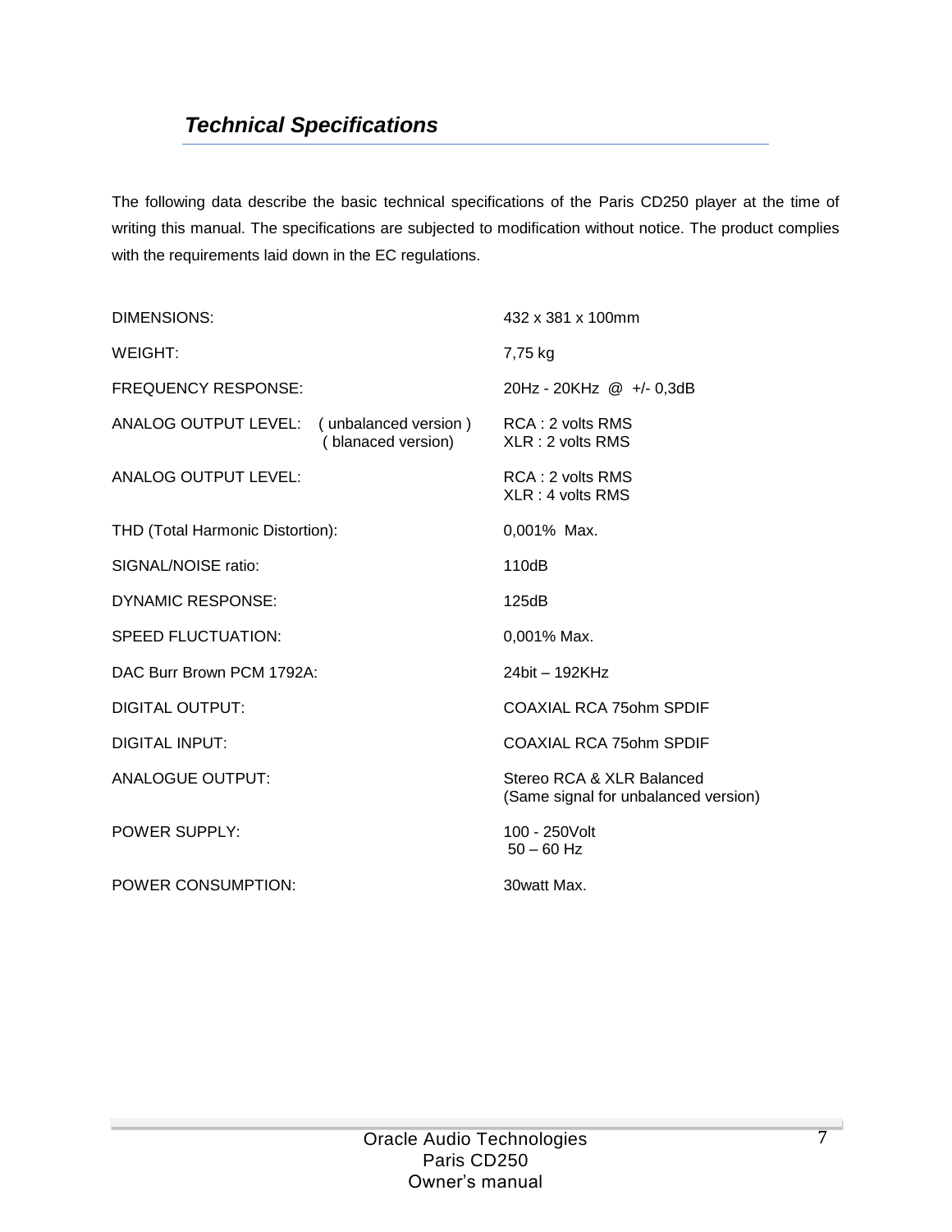## *Technical Specifications*

The following data describe the basic technical specifications of the Paris CD250 player at the time of writing this manual. The specifications are subjected to modification without notice. The product complies with the requirements laid down in the EC regulations.

| | |
|---|---|
| DIMENSIONS: | 432 x 381 x 100mm |
| WEIGHT: | 7,75 kg |
| FREQUENCY RESPONSE: | 20Hz - 20KHz @ +/- 0,3dB |
| ANALOG OUTPUT LEVEL: ( unbalanced version ) ( blanaced version) | RCA : 2 volts RMS XLR : 2 volts RMS |
| ANALOG OUTPUT LEVEL: | RCA : 2 volts RMS XLR : 4 volts RMS |
| THD (Total Harmonic Distortion): | 0,001% Max. |
| SIGNAL/NOISE ratio: | 110dB |
| DYNAMIC RESPONSE: | 125dB |
| SPEED FLUCTUATION: | 0,001% Max. |
| DAC Burr Brown PCM 1792A: | 24bit – 192KHz |
| DIGITAL OUTPUT: | COAXIAL RCA 75ohm SPDIF |
| DIGITAL INPUT: | COAXIAL RCA 75ohm SPDIF |
| ANALOGUE OUTPUT: | Stereo RCA & XLR Balanced (Same signal for unbalanced version) |
| POWER SUPPLY: | 100 - 250Volt 50 – 60 Hz |
| POWER CONSUMPTION: | 30watt Max. |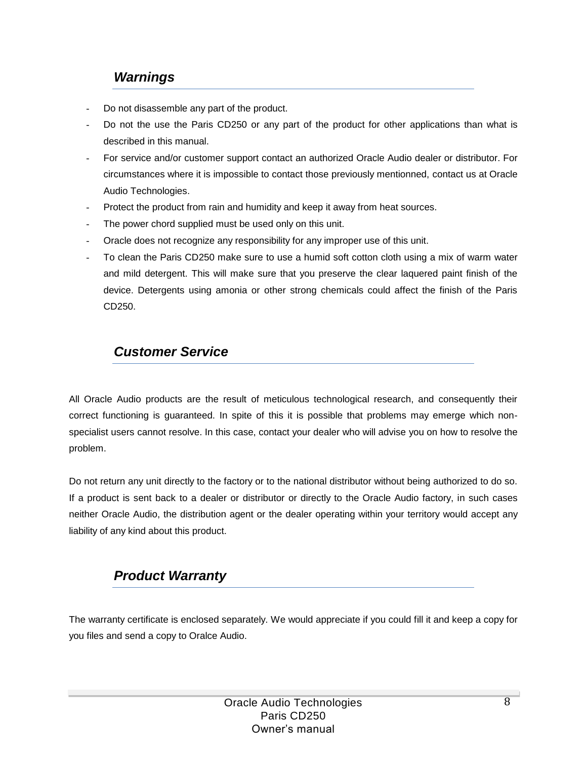## *Warnings*

- Do not disassemble any part of the product.
- Do not the use the Paris CD250 or any part of the product for other applications than what is described in this manual.
- For service and/or customer support contact an authorized Oracle Audio dealer or distributor. For circumstances where it is impossible to contact those previously mentionned, contact us at Oracle Audio Technologies.
- Protect the product from rain and humidity and keep it away from heat sources.
- The power chord supplied must be used only on this unit.
- Oracle does not recognize any responsibility for any improper use of this unit.
- To clean the Paris CD250 make sure to use a humid soft cotton cloth using a mix of warm water and mild detergent. This will make sure that you preserve the clear laquered paint finish of the device. Detergents using amonia or other strong chemicals could affect the finish of the Paris CD250.

## *Customer Service*

All Oracle Audio products are the result of meticulous technological research, and consequently their correct functioning is guaranteed. In spite of this it is possible that problems may emerge which non-specialist users cannot resolve. In this case, contact your dealer who will advise you on how to resolve the problem.

Do not return any unit directly to the factory or to the national distributor without being authorized to do so. If a product is sent back to a dealer or distributor or directly to the Oracle Audio factory, in such cases neither Oracle Audio, the distribution agent or the dealer operating within your territory would accept any liability of any kind about this product.

## *Product Warranty*

The warranty certificate is enclosed separately. We would appreciate if you could fill it and keep a copy for you files and send a copy to Oralce Audio.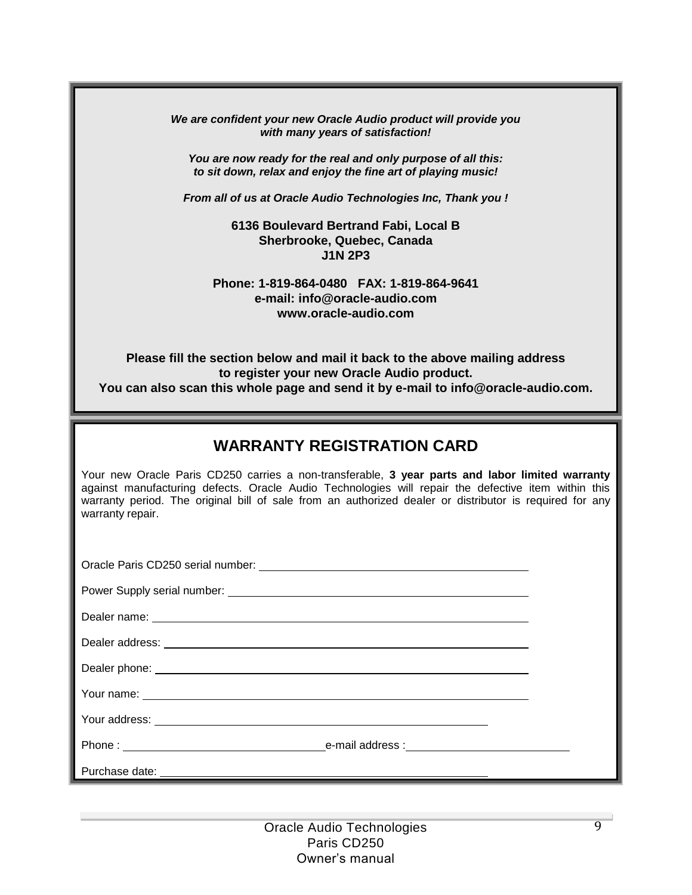***We are confident your new Oracle Audio product will provide you with many years of satisfaction!***

***You are now ready for the real and only purpose of all this: to sit down, relax and enjoy the fine art of playing music!***

***From all of us at Oracle Audio Technologies Inc, Thank you !***

**6136 Boulevard Bertrand Fabi, Local B**
**Sherbrooke, Quebec, Canada**
**J1N 2P3**

**Phone: 1-819-864-0480 FAX: 1-819-864-9641**
**e-mail: info@oracle-audio.com**
**www.oracle-audio.com**

**Please fill the section below and mail it back to the above mailing address to register your new Oracle Audio product.**
**You can also scan this whole page and send it by e-mail to info@oracle-audio.com.**

## WARRANTY REGISTRATION CARD

Your new Oracle Paris CD250 carries a non-transferable, **3 year parts and labor limited warranty** against manufacturing defects. Oracle Audio Technologies will repair the defective item within this warranty period. The original bill of sale from an authorized dealer or distributor is required for any warranty repair.

Oracle Paris CD250 serial number: ______________________________

Power Supply serial number: ______________________________

Dealer name: ______________________________

Dealer address: ______________________________

Dealer phone: ______________________________

Your name: ______________________________

Your address: ______________________________

Phone : ____________________ e-mail address : ____________________

Purchase date: ______________________________